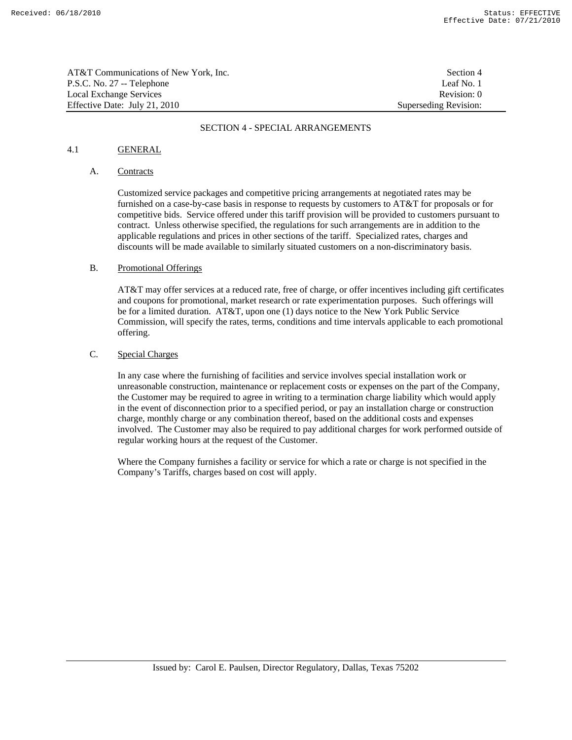# SECTION 4 - SPECIAL ARRANGEMENTS

## 4.1 GENERAL

### A. Contracts

Customized service packages and competitive pricing arrangements at negotiated rates may be furnished on a case-by-case basis in response to requests by customers to AT&T for proposals or for competitive bids. Service offered under this tariff provision will be provided to customers pursuant to contract. Unless otherwise specified, the regulations for such arrangements are in addition to the applicable regulations and prices in other sections of the tariff. Specialized rates, charges and discounts will be made available to similarly situated customers on a non-discriminatory basis.

### B. Promotional Offerings

AT&T may offer services at a reduced rate, free of charge, or offer incentives including gift certificates and coupons for promotional, market research or rate experimentation purposes. Such offerings will be for a limited duration. AT&T, upon one (1) days notice to the New York Public Service Commission, will specify the rates, terms, conditions and time intervals applicable to each promotional offering.

### C. Special Charges

In any case where the furnishing of facilities and service involves special installation work or unreasonable construction, maintenance or replacement costs or expenses on the part of the Company, the Customer may be required to agree in writing to a termination charge liability which would apply in the event of disconnection prior to a specified period, or pay an installation charge or construction charge, monthly charge or any combination thereof, based on the additional costs and expenses involved. The Customer may also be required to pay additional charges for work performed outside of regular working hours at the request of the Customer.

Where the Company furnishes a facility or service for which a rate or charge is not specified in the Company's Tariffs, charges based on cost will apply.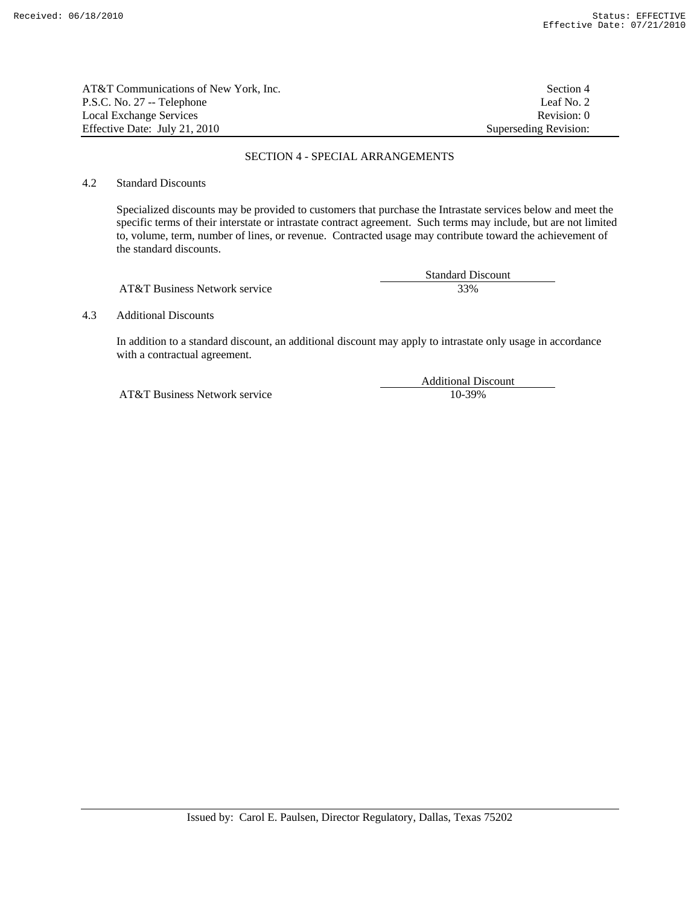AT&T Communications of New York, Inc.
P.S.C. No. 27 -- Telephone
Local Exchange Services
Effective Date: July 21, 2010

Section 4
Leaf No. 2
Revision: 0
Superseding Revision:

## SECTION 4 - SPECIAL ARRANGEMENTS

### 4.2 Standard Discounts

Specialized discounts may be provided to customers that purchase the Intrastate services below and meet the specific terms of their interstate or intrastate contract agreement. Such terms may include, but are not limited to, volume, term, number of lines, or revenue. Contracted usage may contribute toward the achievement of the standard discounts.

| | Standard Discount |
|---|---|
| AT&T Business Network service | 33% |

### 4.3 Additional Discounts

In addition to a standard discount, an additional discount may apply to intrastate only usage in accordance with a contractual agreement.

| | Additional Discount |
|---|---|
| AT&T Business Network service | 10-39% |

Issued by: Carol E. Paulsen, Director Regulatory, Dallas, Texas 75202